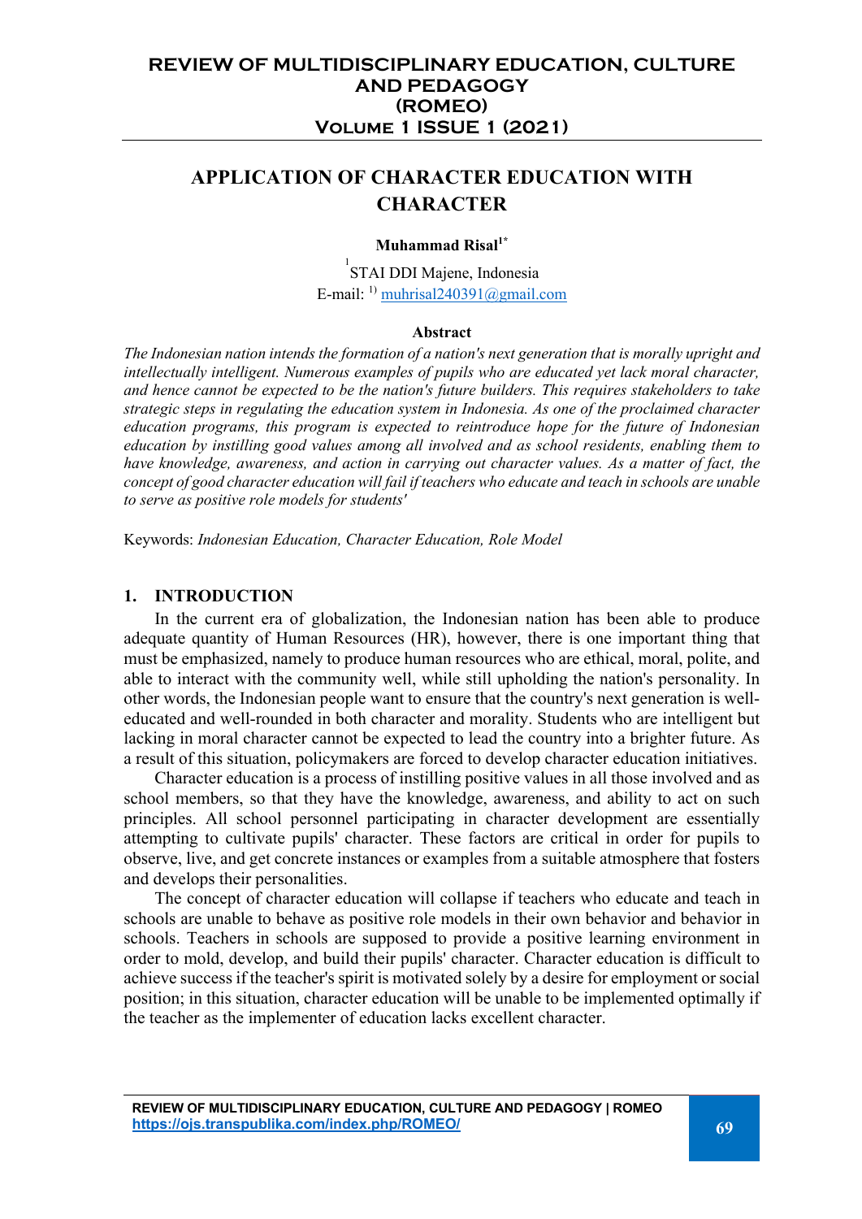# APPLICATION OF CHARACTER EDUCATION WITH CHARACTER

**Muhammad Risal[1*]**

[1]STAI DDI Majene, Indonesia
E-mail: [1)] muhrisal240391@gmail.com

**Abstract**

*The Indonesian nation intends the formation of a nation's next generation that is morally upright and intellectually intelligent. Numerous examples of pupils who are educated yet lack moral character, and hence cannot be expected to be the nation's future builders. This requires stakeholders to take strategic steps in regulating the education system in Indonesia. As one of the proclaimed character education programs, this program is expected to reintroduce hope for the future of Indonesian education by instilling good values among all involved and as school residents, enabling them to have knowledge, awareness, and action in carrying out character values. As a matter of fact, the concept of good character education will fail if teachers who educate and teach in schools are unable to serve as positive role models for students'*

Keywords: *Indonesian Education, Character Education, Role Model*

## 1. INTRODUCTION

In the current era of globalization, the Indonesian nation has been able to produce adequate quantity of Human Resources (HR), however, there is one important thing that must be emphasized, namely to produce human resources who are ethical, moral, polite, and able to interact with the community well, while still upholding the nation's personality. In other words, the Indonesian people want to ensure that the country's next generation is well-educated and well-rounded in both character and morality. Students who are intelligent but lacking in moral character cannot be expected to lead the country into a brighter future. As a result of this situation, policymakers are forced to develop character education initiatives.

Character education is a process of instilling positive values in all those involved and as school members, so that they have the knowledge, awareness, and ability to act on such principles. All school personnel participating in character development are essentially attempting to cultivate pupils' character. These factors are critical in order for pupils to observe, live, and get concrete instances or examples from a suitable atmosphere that fosters and develops their personalities.

The concept of character education will collapse if teachers who educate and teach in schools are unable to behave as positive role models in their own behavior and behavior in schools. Teachers in schools are supposed to provide a positive learning environment in order to mold, develop, and build their pupils' character. Character education is difficult to achieve success if the teacher's spirit is motivated solely by a desire for employment or social position; in this situation, character education will be unable to be implemented optimally if the teacher as the implementer of education lacks excellent character.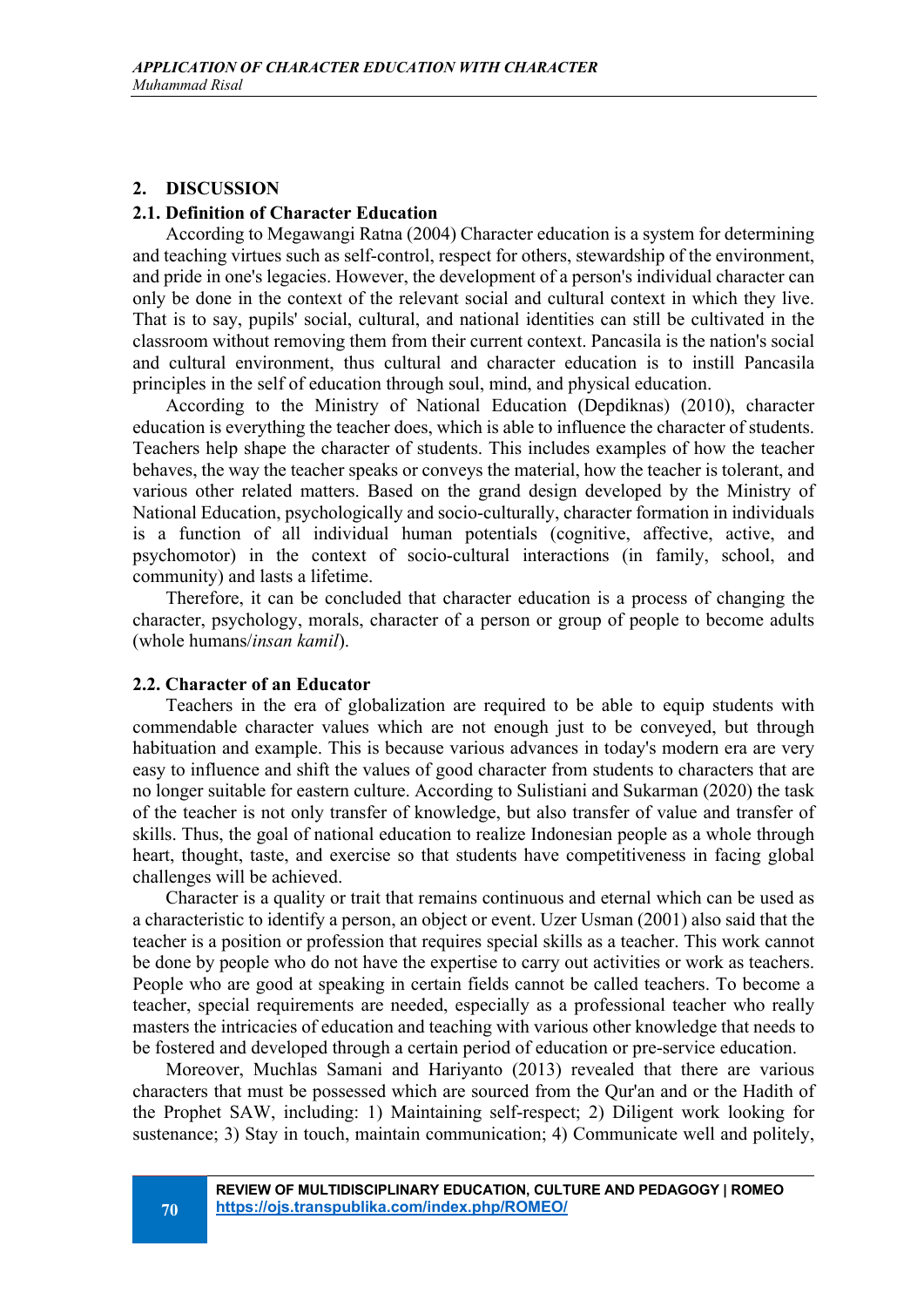## 2. DISCUSSION

### 2.1. Definition of Character Education

According to Megawangi Ratna (2004) Character education is a system for determining and teaching virtues such as self-control, respect for others, stewardship of the environment, and pride in one's legacies. However, the development of a person's individual character can only be done in the context of the relevant social and cultural context in which they live. That is to say, pupils' social, cultural, and national identities can still be cultivated in the classroom without removing them from their current context. Pancasila is the nation's social and cultural environment, thus cultural and character education is to instill Pancasila principles in the self of education through soul, mind, and physical education.

According to the Ministry of National Education (Depdiknas) (2010), character education is everything the teacher does, which is able to influence the character of students. Teachers help shape the character of students. This includes examples of how the teacher behaves, the way the teacher speaks or conveys the material, how the teacher is tolerant, and various other related matters. Based on the grand design developed by the Ministry of National Education, psychologically and socio-culturally, character formation in individuals is a function of all individual human potentials (cognitive, affective, active, and psychomotor) in the context of socio-cultural interactions (in family, school, and community) and lasts a lifetime.

Therefore, it can be concluded that character education is a process of changing the character, psychology, morals, character of a person or group of people to become adults (whole humans/*insan kamil*).

### 2.2. Character of an Educator

Teachers in the era of globalization are required to be able to equip students with commendable character values which are not enough just to be conveyed, but through habituation and example. This is because various advances in today's modern era are very easy to influence and shift the values of good character from students to characters that are no longer suitable for eastern culture. According to Sulistiani and Sukarman (2020) the task of the teacher is not only transfer of knowledge, but also transfer of value and transfer of skills. Thus, the goal of national education to realize Indonesian people as a whole through heart, thought, taste, and exercise so that students have competitiveness in facing global challenges will be achieved.

Character is a quality or trait that remains continuous and eternal which can be used as a characteristic to identify a person, an object or event. Uzer Usman (2001) also said that the teacher is a position or profession that requires special skills as a teacher. This work cannot be done by people who do not have the expertise to carry out activities or work as teachers. People who are good at speaking in certain fields cannot be called teachers. To become a teacher, special requirements are needed, especially as a professional teacher who really masters the intricacies of education and teaching with various other knowledge that needs to be fostered and developed through a certain period of education or pre-service education.

Moreover, Muchlas Samani and Hariyanto (2013) revealed that there are various characters that must be possessed which are sourced from the Qur'an and or the Hadith of the Prophet SAW, including: 1) Maintaining self-respect; 2) Diligent work looking for sustenance; 3) Stay in touch, maintain communication; 4) Communicate well and politely,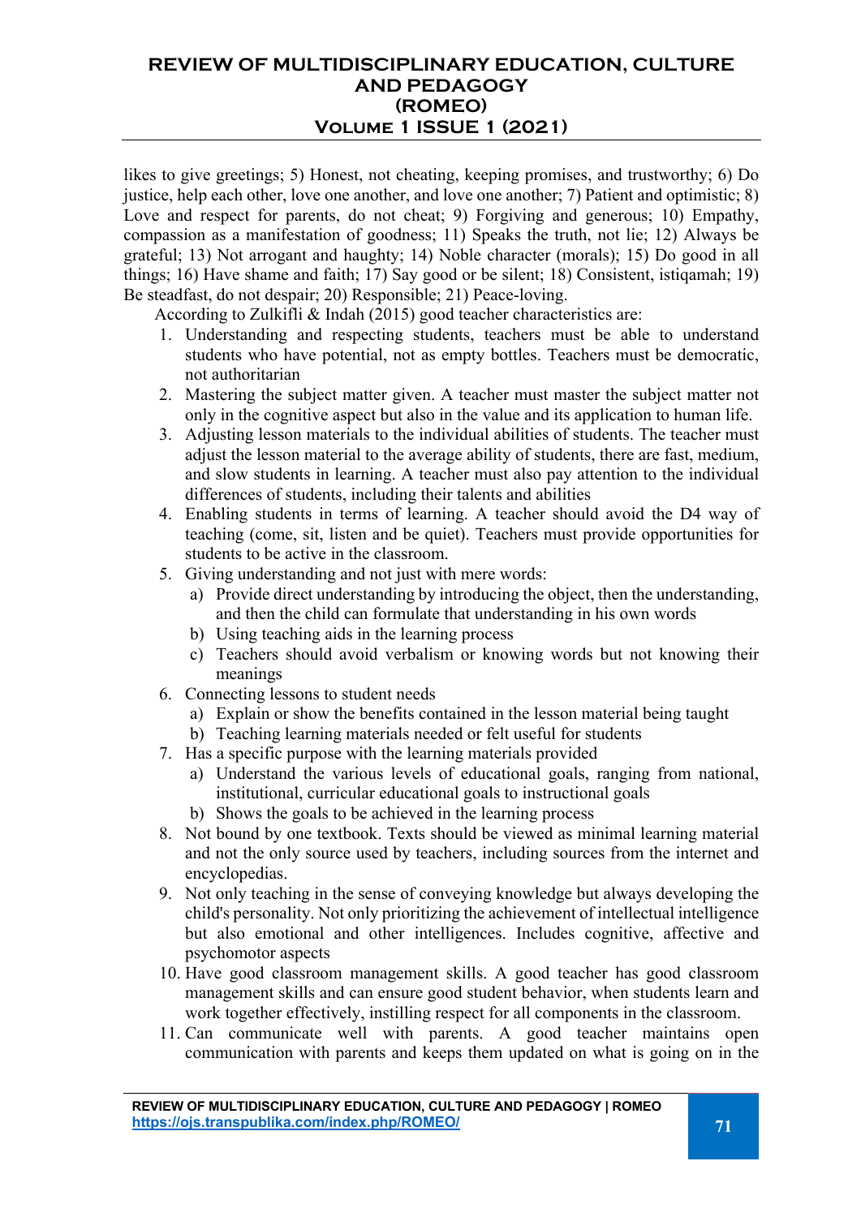likes to give greetings; 5) Honest, not cheating, keeping promises, and trustworthy; 6) Do justice, help each other, love one another, and love one another; 7) Patient and optimistic; 8) Love and respect for parents, do not cheat; 9) Forgiving and generous; 10) Empathy, compassion as a manifestation of goodness; 11) Speaks the truth, not lie; 12) Always be grateful; 13) Not arrogant and haughty; 14) Noble character (morals); 15) Do good in all things; 16) Have shame and faith; 17) Say good or be silent; 18) Consistent, istiqamah; 19) Be steadfast, do not despair; 20) Responsible; 21) Peace-loving.

According to Zulkifli & Indah (2015) good teacher characteristics are:

1. Understanding and respecting students, teachers must be able to understand students who have potential, not as empty bottles. Teachers must be democratic, not authoritarian
2. Mastering the subject matter given. A teacher must master the subject matter not only in the cognitive aspect but also in the value and its application to human life.
3. Adjusting lesson materials to the individual abilities of students. The teacher must adjust the lesson material to the average ability of students, there are fast, medium, and slow students in learning. A teacher must also pay attention to the individual differences of students, including their talents and abilities
4. Enabling students in terms of learning. A teacher should avoid the D4 way of teaching (come, sit, listen and be quiet). Teachers must provide opportunities for students to be active in the classroom.
5. Giving understanding and not just with mere words:
   a) Provide direct understanding by introducing the object, then the understanding, and then the child can formulate that understanding in his own words
   b) Using teaching aids in the learning process
   c) Teachers should avoid verbalism or knowing words but not knowing their meanings
6. Connecting lessons to student needs
   a) Explain or show the benefits contained in the lesson material being taught
   b) Teaching learning materials needed or felt useful for students
7. Has a specific purpose with the learning materials provided
   a) Understand the various levels of educational goals, ranging from national, institutional, curricular educational goals to instructional goals
   b) Shows the goals to be achieved in the learning process
8. Not bound by one textbook. Texts should be viewed as minimal learning material and not the only source used by teachers, including sources from the internet and encyclopedias.
9. Not only teaching in the sense of conveying knowledge but always developing the child's personality. Not only prioritizing the achievement of intellectual intelligence but also emotional and other intelligences. Includes cognitive, affective and psychomotor aspects
10. Have good classroom management skills. A good teacher has good classroom management skills and can ensure good student behavior, when students learn and work together effectively, instilling respect for all components in the classroom.
11. Can communicate well with parents. A good teacher maintains open communication with parents and keeps them updated on what is going on in the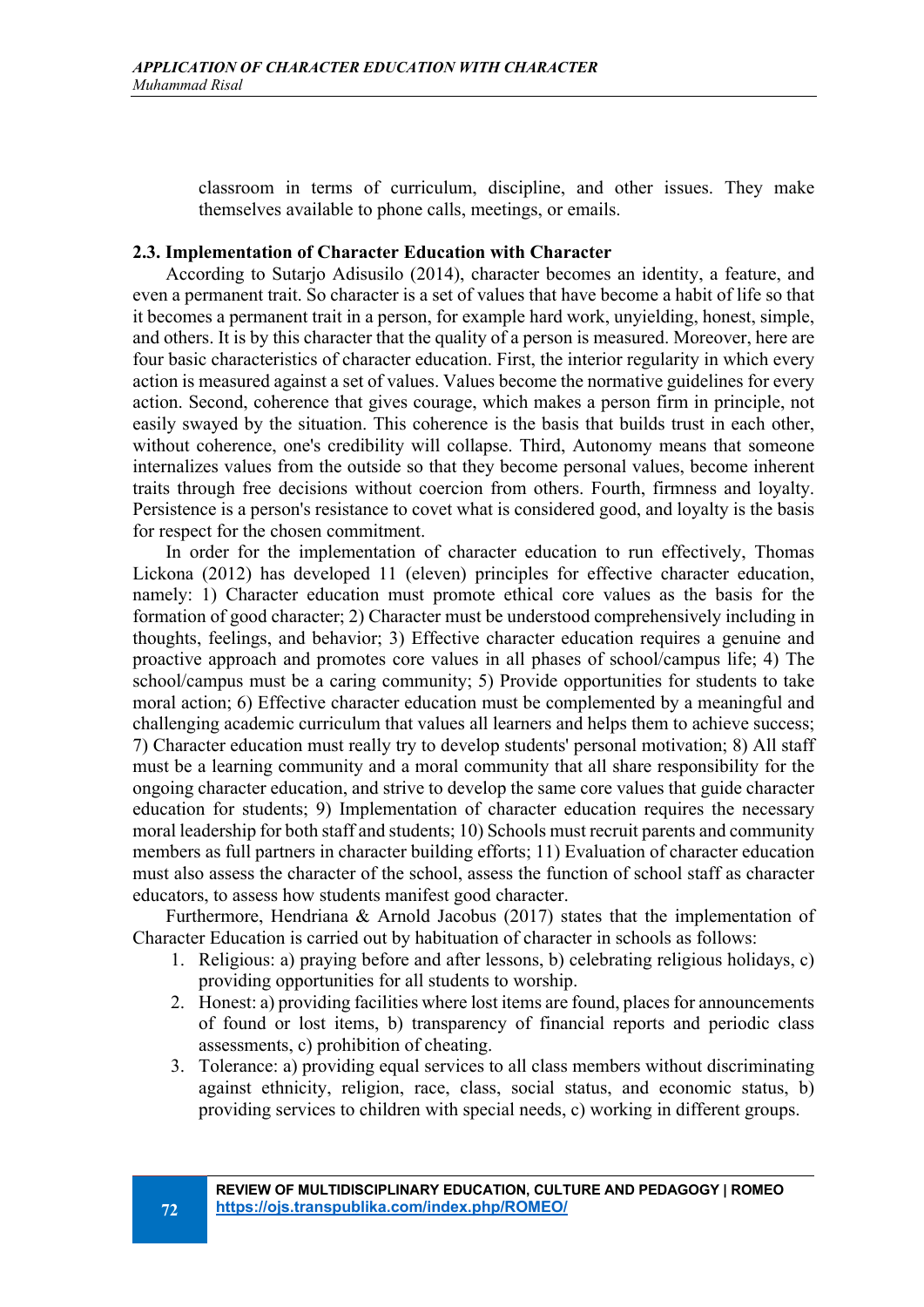classroom in terms of curriculum, discipline, and other issues. They make themselves available to phone calls, meetings, or emails.

### 2.3. Implementation of Character Education with Character

According to Sutarjo Adisusilo (2014), character becomes an identity, a feature, and even a permanent trait. So character is a set of values that have become a habit of life so that it becomes a permanent trait in a person, for example hard work, unyielding, honest, simple, and others. It is by this character that the quality of a person is measured. Moreover, here are four basic characteristics of character education. First, the interior regularity in which every action is measured against a set of values. Values become the normative guidelines for every action. Second, coherence that gives courage, which makes a person firm in principle, not easily swayed by the situation. This coherence is the basis that builds trust in each other, without coherence, one's credibility will collapse. Third, Autonomy means that someone internalizes values from the outside so that they become personal values, become inherent traits through free decisions without coercion from others. Fourth, firmness and loyalty. Persistence is a person's resistance to covet what is considered good, and loyalty is the basis for respect for the chosen commitment.

In order for the implementation of character education to run effectively, Thomas Lickona (2012) has developed 11 (eleven) principles for effective character education, namely: 1) Character education must promote ethical core values as the basis for the formation of good character; 2) Character must be understood comprehensively including in thoughts, feelings, and behavior; 3) Effective character education requires a genuine and proactive approach and promotes core values in all phases of school/campus life; 4) The school/campus must be a caring community; 5) Provide opportunities for students to take moral action; 6) Effective character education must be complemented by a meaningful and challenging academic curriculum that values all learners and helps them to achieve success; 7) Character education must really try to develop students' personal motivation; 8) All staff must be a learning community and a moral community that all share responsibility for the ongoing character education, and strive to develop the same core values that guide character education for students; 9) Implementation of character education requires the necessary moral leadership for both staff and students; 10) Schools must recruit parents and community members as full partners in character building efforts; 11) Evaluation of character education must also assess the character of the school, assess the function of school staff as character educators, to assess how students manifest good character.

Furthermore, Hendriana & Arnold Jacobus (2017) states that the implementation of Character Education is carried out by habituation of character in schools as follows:

1. Religious: a) praying before and after lessons, b) celebrating religious holidays, c) providing opportunities for all students to worship.
2. Honest: a) providing facilities where lost items are found, places for announcements of found or lost items, b) transparency of financial reports and periodic class assessments, c) prohibition of cheating.
3. Tolerance: a) providing equal services to all class members without discriminating against ethnicity, religion, race, class, social status, and economic status, b) providing services to children with special needs, c) working in different groups.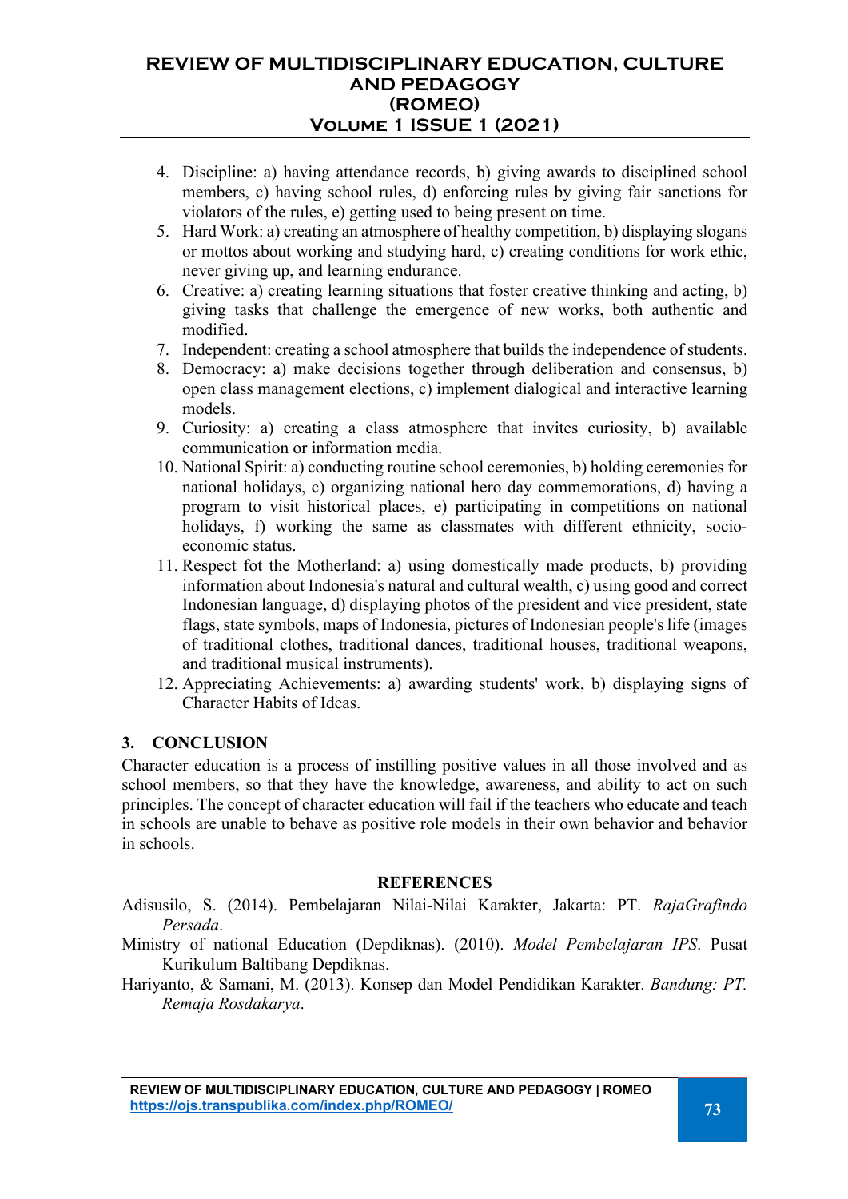4. Discipline: a) having attendance records, b) giving awards to disciplined school members, c) having school rules, d) enforcing rules by giving fair sanctions for violators of the rules, e) getting used to being present on time.
5. Hard Work: a) creating an atmosphere of healthy competition, b) displaying slogans or mottos about working and studying hard, c) creating conditions for work ethic, never giving up, and learning endurance.
6. Creative: a) creating learning situations that foster creative thinking and acting, b) giving tasks that challenge the emergence of new works, both authentic and modified.
7. Independent: creating a school atmosphere that builds the independence of students.
8. Democracy: a) make decisions together through deliberation and consensus, b) open class management elections, c) implement dialogical and interactive learning models.
9. Curiosity: a) creating a class atmosphere that invites curiosity, b) available communication or information media.
10. National Spirit: a) conducting routine school ceremonies, b) holding ceremonies for national holidays, c) organizing national hero day commemorations, d) having a program to visit historical places, e) participating in competitions on national holidays, f) working the same as classmates with different ethnicity, socio-economic status.
11. Respect fot the Motherland: a) using domestically made products, b) providing information about Indonesia's natural and cultural wealth, c) using good and correct Indonesian language, d) displaying photos of the president and vice president, state flags, state symbols, maps of Indonesia, pictures of Indonesian people's life (images of traditional clothes, traditional dances, traditional houses, traditional weapons, and traditional musical instruments).
12. Appreciating Achievements: a) awarding students' work, b) displaying signs of Character Habits of Ideas.

## 3. CONCLUSION

Character education is a process of instilling positive values in all those involved and as school members, so that they have the knowledge, awareness, and ability to act on such principles. The concept of character education will fail if the teachers who educate and teach in schools are unable to behave as positive role models in their own behavior and behavior in schools.

## REFERENCES

Adisusilo, S. (2014). Pembelajaran Nilai-Nilai Karakter, Jakarta: PT. *RajaGrafindo Persada*.

Ministry of national Education (Depdiknas). (2010). *Model Pembelajaran IPS*. Pusat Kurikulum Baltibang Depdiknas.

Hariyanto, & Samani, M. (2013). Konsep dan Model Pendidikan Karakter. *Bandung: PT. Remaja Rosdakarya*.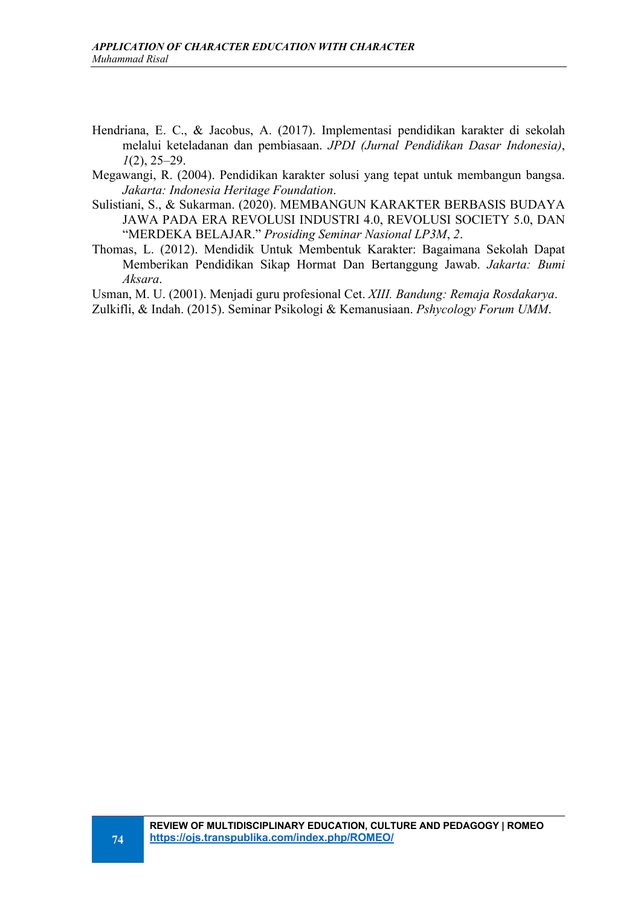Hendriana, E. C., & Jacobus, A. (2017). Implementasi pendidikan karakter di sekolah melalui keteladanan dan pembiasaan. *JPDI (Jurnal Pendidikan Dasar Indonesia)*, *1*(2), 25–29.

Megawangi, R. (2004). Pendidikan karakter solusi yang tepat untuk membangun bangsa. *Jakarta: Indonesia Heritage Foundation*.

Sulistiani, S., & Sukarman. (2020). MEMBANGUN KARAKTER BERBASIS BUDAYA JAWA PADA ERA REVOLUSI INDUSTRI 4.0, REVOLUSI SOCIETY 5.0, DAN "MERDEKA BELAJAR." *Prosiding Seminar Nasional LP3M*, *2*.

Thomas, L. (2012). Mendidik Untuk Membentuk Karakter: Bagaimana Sekolah Dapat Memberikan Pendidikan Sikap Hormat Dan Bertanggung Jawab. *Jakarta: Bumi Aksara*.

Usman, M. U. (2001). Menjadi guru profesional Cet. *XIII. Bandung: Remaja Rosdakarya*.

Zulkifli, & Indah. (2015). Seminar Psikologi & Kemanusiaan. *Pshycology Forum UMM*.